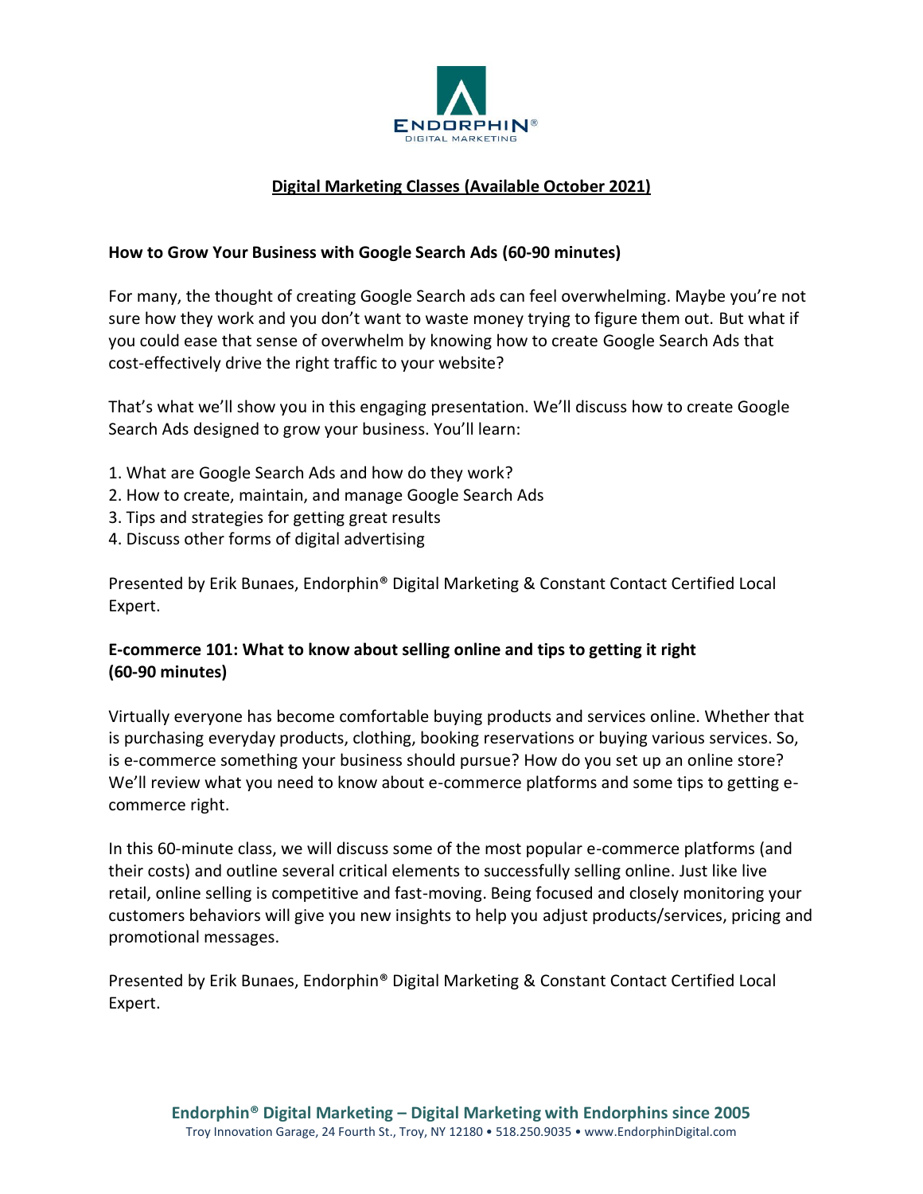# Digital Marketing Classes (Available October 2021)

## How to Grow Your Business with Google Search Ads (60-90 minutes)

For many, the thought of creating Google Search ads can feel overwhelming. Maybe you're not sure how they work and you don't want to waste money trying to figure them out. But what if you could ease that sense of overwhelm by knowing how to create Google Search Ads that cost-effectively drive the right traffic to your website?

That's what we'll show you in this engaging presentation. We'll discuss how to create Google Search Ads designed to grow your business. You'll learn:

1. What are Google Search Ads and how do they work?
2. How to create, maintain, and manage Google Search Ads
3. Tips and strategies for getting great results
4. Discuss other forms of digital advertising

Presented by Erik Bunaes, Endorphin® Digital Marketing & Constant Contact Certified Local Expert.

## E-commerce 101: What to know about selling online and tips to getting it right (60-90 minutes)

Virtually everyone has become comfortable buying products and services online. Whether that is purchasing everyday products, clothing, booking reservations or buying various services. So, is e-commerce something your business should pursue? How do you set up an online store? We'll review what you need to know about e-commerce platforms and some tips to getting e-commerce right.

In this 60-minute class, we will discuss some of the most popular e-commerce platforms (and their costs) and outline several critical elements to successfully selling online. Just like live retail, online selling is competitive and fast-moving. Being focused and closely monitoring your customers behaviors will give you new insights to help you adjust products/services, pricing and promotional messages.

Presented by Erik Bunaes, Endorphin® Digital Marketing & Constant Contact Certified Local Expert.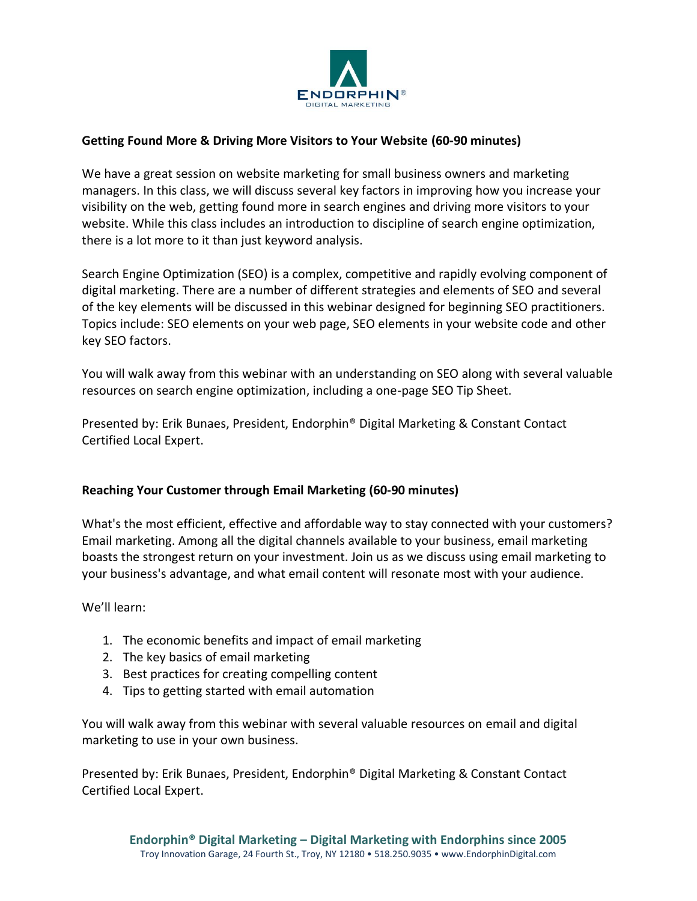### Getting Found More & Driving More Visitors to Your Website (60-90 minutes)

We have a great session on website marketing for small business owners and marketing managers. In this class, we will discuss several key factors in improving how you increase your visibility on the web, getting found more in search engines and driving more visitors to your website. While this class includes an introduction to discipline of search engine optimization, there is a lot more to it than just keyword analysis.

Search Engine Optimization (SEO) is a complex, competitive and rapidly evolving component of digital marketing. There are a number of different strategies and elements of SEO and several of the key elements will be discussed in this webinar designed for beginning SEO practitioners. Topics include: SEO elements on your web page, SEO elements in your website code and other key SEO factors.

You will walk away from this webinar with an understanding on SEO along with several valuable resources on search engine optimization, including a one-page SEO Tip Sheet.

Presented by: Erik Bunaes, President, Endorphin® Digital Marketing & Constant Contact Certified Local Expert.

### Reaching Your Customer through Email Marketing (60-90 minutes)

What's the most efficient, effective and affordable way to stay connected with your customers? Email marketing. Among all the digital channels available to your business, email marketing boasts the strongest return on your investment. Join us as we discuss using email marketing to your business's advantage, and what email content will resonate most with your audience.

We'll learn:

1. The economic benefits and impact of email marketing
2. The key basics of email marketing
3. Best practices for creating compelling content
4. Tips to getting started with email automation

You will walk away from this webinar with several valuable resources on email and digital marketing to use in your own business.

Presented by: Erik Bunaes, President, Endorphin® Digital Marketing & Constant Contact Certified Local Expert.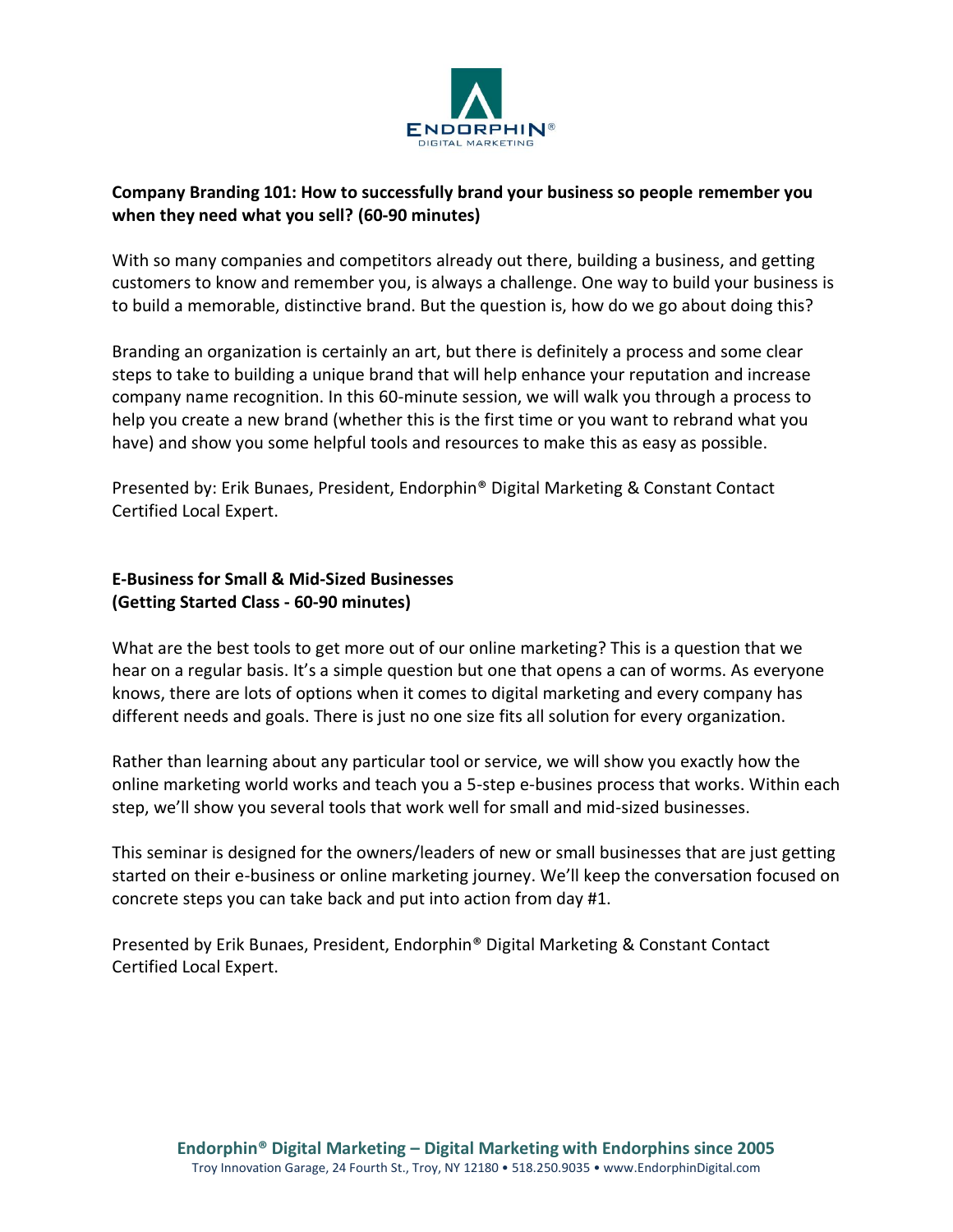**Company Branding 101: How to successfully brand your business so people remember you when they need what you sell? (60-90 minutes)**

With so many companies and competitors already out there, building a business, and getting customers to know and remember you, is always a challenge. One way to build your business is to build a memorable, distinctive brand. But the question is, how do we go about doing this?

Branding an organization is certainly an art, but there is definitely a process and some clear steps to take to building a unique brand that will help enhance your reputation and increase company name recognition. In this 60-minute session, we will walk you through a process to help you create a new brand (whether this is the first time or you want to rebrand what you have) and show you some helpful tools and resources to make this as easy as possible.

Presented by: Erik Bunaes, President, Endorphin® Digital Marketing & Constant Contact Certified Local Expert.

**E-Business for Small & Mid-Sized Businesses**
**(Getting Started Class - 60-90 minutes)**

What are the best tools to get more out of our online marketing? This is a question that we hear on a regular basis. It's a simple question but one that opens a can of worms. As everyone knows, there are lots of options when it comes to digital marketing and every company has different needs and goals. There is just no one size fits all solution for every organization.

Rather than learning about any particular tool or service, we will show you exactly how the online marketing world works and teach you a 5-step e-busines process that works. Within each step, we'll show you several tools that work well for small and mid-sized businesses.

This seminar is designed for the owners/leaders of new or small businesses that are just getting started on their e-business or online marketing journey. We'll keep the conversation focused on concrete steps you can take back and put into action from day #1.

Presented by Erik Bunaes, President, Endorphin® Digital Marketing & Constant Contact Certified Local Expert.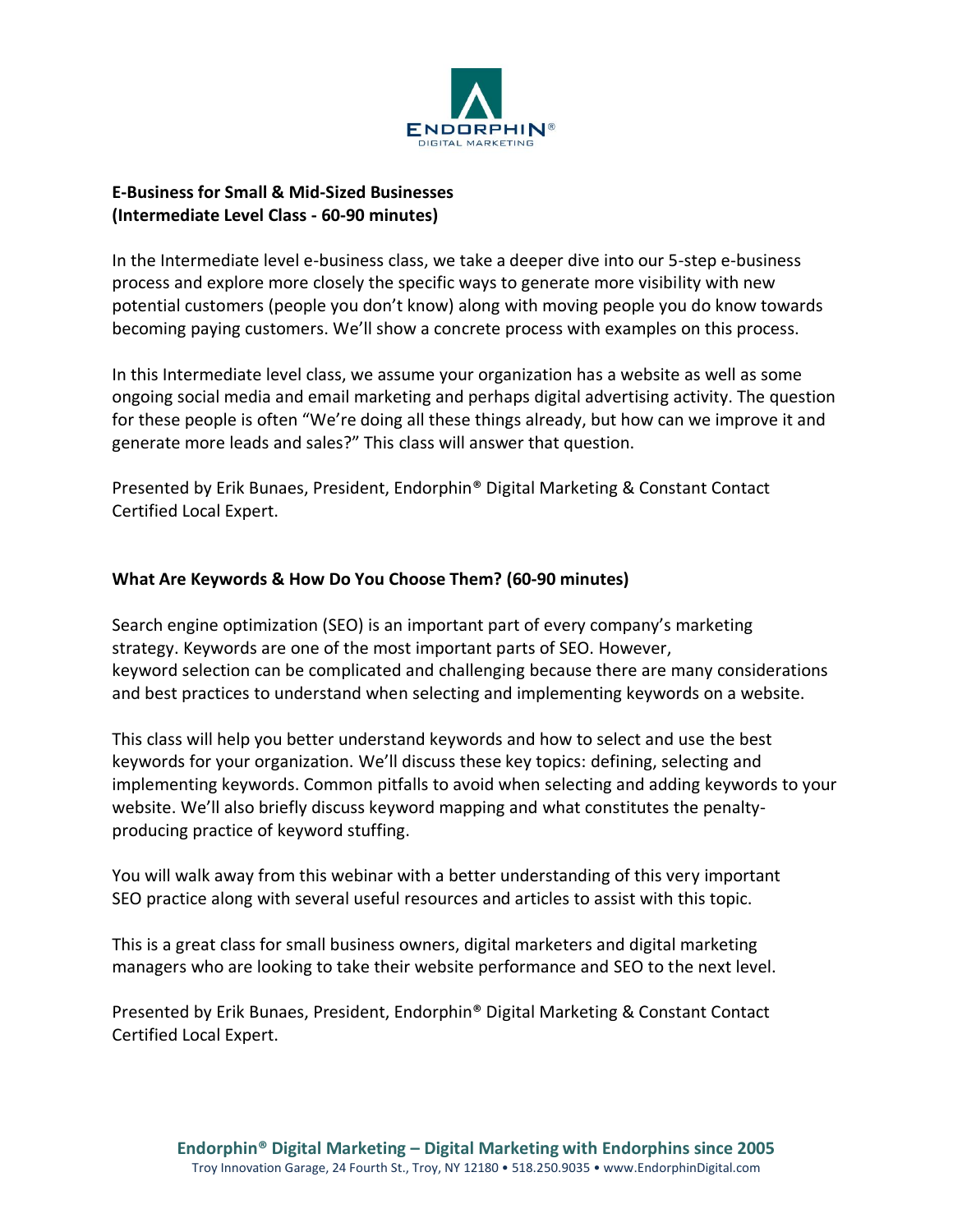**E-Business for Small & Mid-Sized Businesses**
**(Intermediate Level Class - 60-90 minutes)**

In the Intermediate level e-business class, we take a deeper dive into our 5-step e-business process and explore more closely the specific ways to generate more visibility with new potential customers (people you don't know) along with moving people you do know towards becoming paying customers. We'll show a concrete process with examples on this process.

In this Intermediate level class, we assume your organization has a website as well as some ongoing social media and email marketing and perhaps digital advertising activity. The question for these people is often "We're doing all these things already, but how can we improve it and generate more leads and sales?" This class will answer that question.

Presented by Erik Bunaes, President, Endorphin® Digital Marketing & Constant Contact Certified Local Expert.

**What Are Keywords & How Do You Choose Them? (60-90 minutes)**

Search engine optimization (SEO) is an important part of every company's marketing strategy. Keywords are one of the most important parts of SEO. However, keyword selection can be complicated and challenging because there are many considerations and best practices to understand when selecting and implementing keywords on a website.

This class will help you better understand keywords and how to select and use the best keywords for your organization. We'll discuss these key topics: defining, selecting and implementing keywords. Common pitfalls to avoid when selecting and adding keywords to your website. We'll also briefly discuss keyword mapping and what constitutes the penalty-producing practice of keyword stuffing.

You will walk away from this webinar with a better understanding of this very important SEO practice along with several useful resources and articles to assist with this topic.

This is a great class for small business owners, digital marketers and digital marketing managers who are looking to take their website performance and SEO to the next level.

Presented by Erik Bunaes, President, Endorphin® Digital Marketing & Constant Contact Certified Local Expert.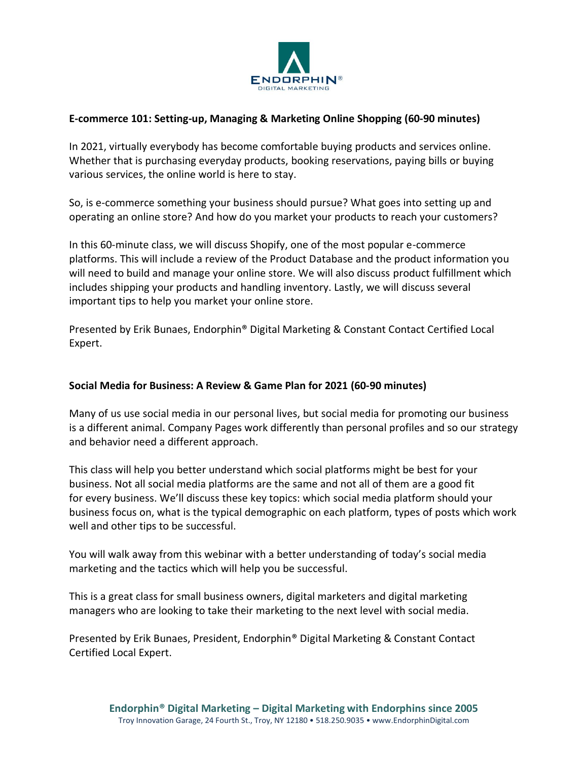## E-commerce 101: Setting-up, Managing & Marketing Online Shopping (60-90 minutes)

In 2021, virtually everybody has become comfortable buying products and services online. Whether that is purchasing everyday products, booking reservations, paying bills or buying various services, the online world is here to stay.

So, is e-commerce something your business should pursue? What goes into setting up and operating an online store? And how do you market your products to reach your customers?

In this 60-minute class, we will discuss Shopify, one of the most popular e-commerce platforms. This will include a review of the Product Database and the product information you will need to build and manage your online store. We will also discuss product fulfillment which includes shipping your products and handling inventory. Lastly, we will discuss several important tips to help you market your online store.

Presented by Erik Bunaes, Endorphin® Digital Marketing & Constant Contact Certified Local Expert.

## Social Media for Business: A Review & Game Plan for 2021 (60-90 minutes)

Many of us use social media in our personal lives, but social media for promoting our business is a different animal. Company Pages work differently than personal profiles and so our strategy and behavior need a different approach.

This class will help you better understand which social platforms might be best for your business. Not all social media platforms are the same and not all of them are a good fit for every business. We'll discuss these key topics: which social media platform should your business focus on, what is the typical demographic on each platform, types of posts which work well and other tips to be successful.

You will walk away from this webinar with a better understanding of today's social media marketing and the tactics which will help you be successful.

This is a great class for small business owners, digital marketers and digital marketing managers who are looking to take their marketing to the next level with social media.

Presented by Erik Bunaes, President, Endorphin® Digital Marketing & Constant Contact Certified Local Expert.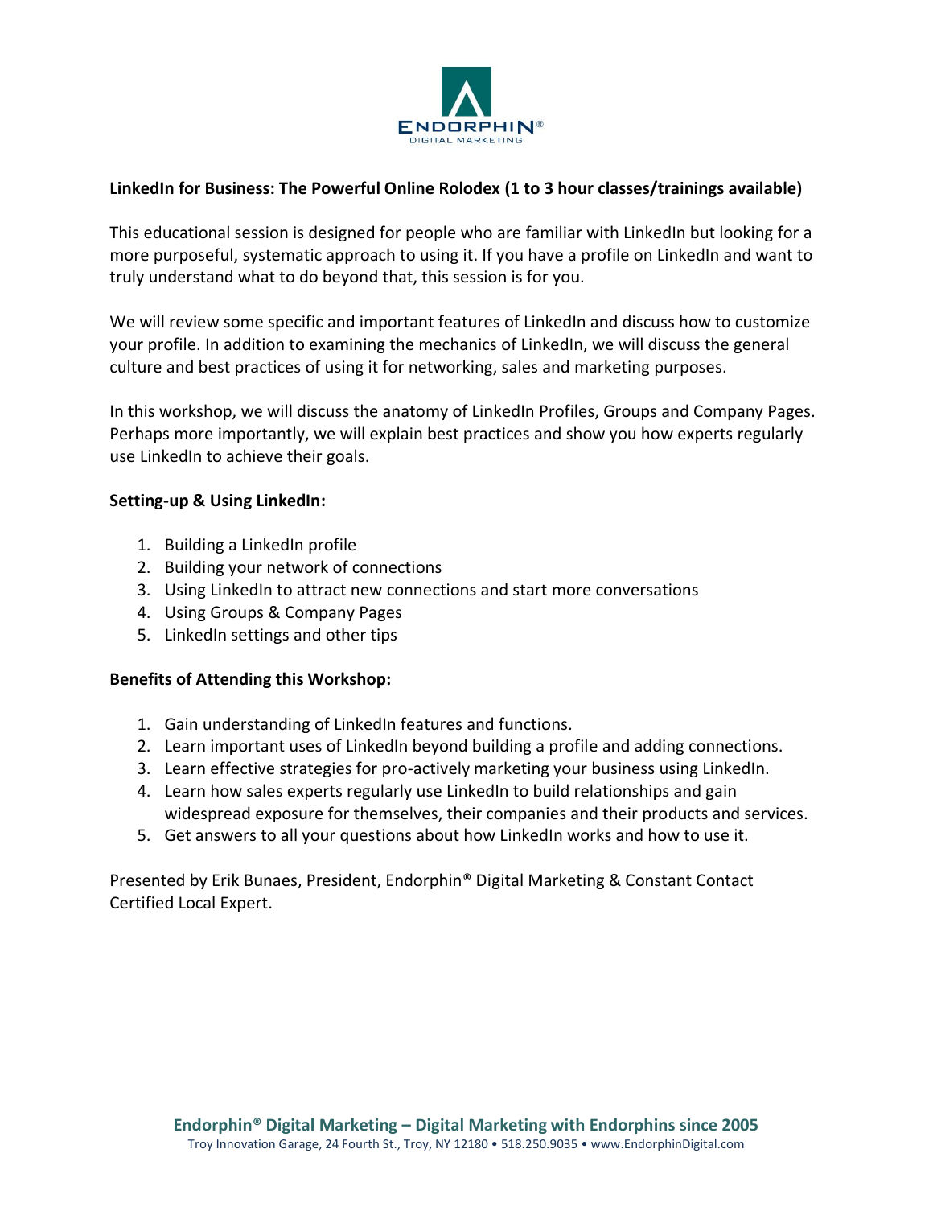ENDORPHIN®
DIGITAL MARKETING

**LinkedIn for Business: The Powerful Online Rolodex (1 to 3 hour classes/trainings available)**

This educational session is designed for people who are familiar with LinkedIn but looking for a more purposeful, systematic approach to using it. If you have a profile on LinkedIn and want to truly understand what to do beyond that, this session is for you.

We will review some specific and important features of LinkedIn and discuss how to customize your profile. In addition to examining the mechanics of LinkedIn, we will discuss the general culture and best practices of using it for networking, sales and marketing purposes.

In this workshop, we will discuss the anatomy of LinkedIn Profiles, Groups and Company Pages. Perhaps more importantly, we will explain best practices and show you how experts regularly use LinkedIn to achieve their goals.

**Setting-up & Using LinkedIn:**

1. Building a LinkedIn profile
2. Building your network of connections
3. Using LinkedIn to attract new connections and start more conversations
4. Using Groups & Company Pages
5. LinkedIn settings and other tips

**Benefits of Attending this Workshop:**

1. Gain understanding of LinkedIn features and functions.
2. Learn important uses of LinkedIn beyond building a profile and adding connections.
3. Learn effective strategies for pro-actively marketing your business using LinkedIn.
4. Learn how sales experts regularly use LinkedIn to build relationships and gain widespread exposure for themselves, their companies and their products and services.
5. Get answers to all your questions about how LinkedIn works and how to use it.

Presented by Erik Bunaes, President, Endorphin® Digital Marketing & Constant Contact Certified Local Expert.

**Endorphin® Digital Marketing – Digital Marketing with Endorphins since 2005**
Troy Innovation Garage, 24 Fourth St., Troy, NY 12180 • 518.250.9035 • www.EndorphinDigital.com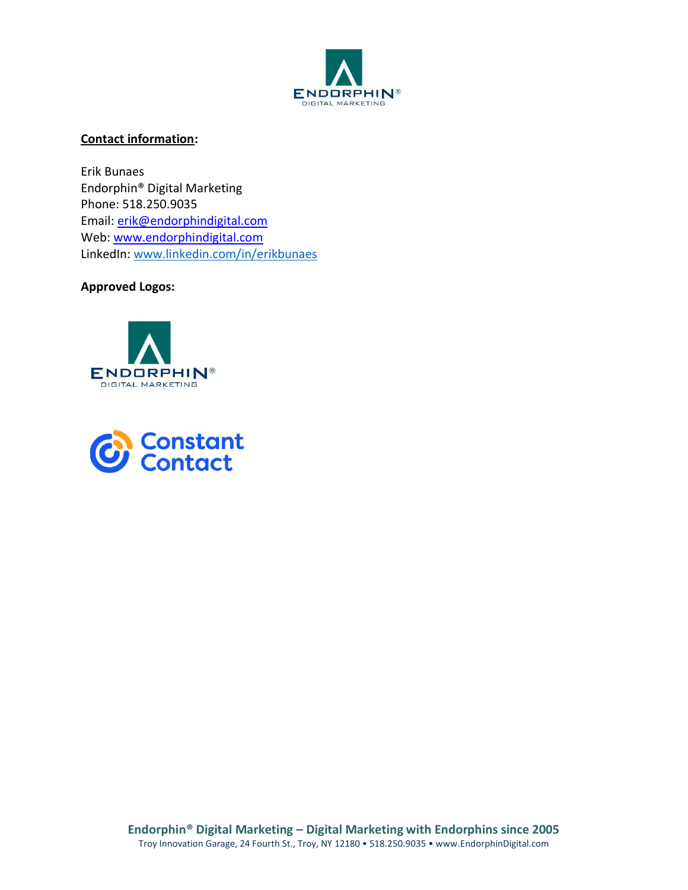**Contact information:**

Erik Bunaes
Endorphin® Digital Marketing
Phone: 518.250.9035
Email: erik@endorphindigital.com
Web: www.endorphindigital.com
LinkedIn: www.linkedin.com/in/erikbunaes

**Approved Logos:**